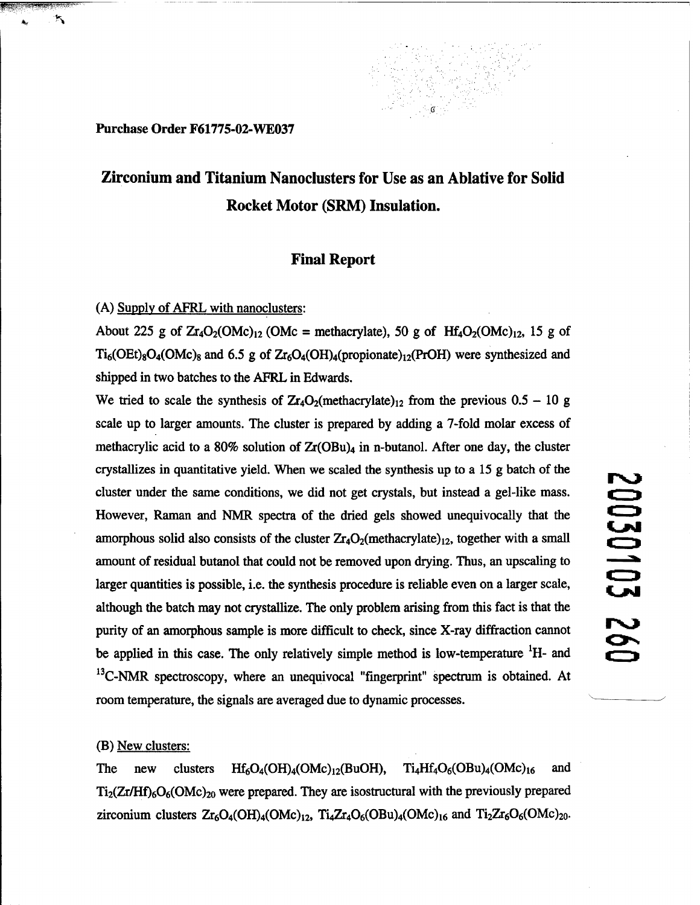**Purchase Order F61775-02-WE037**

# Zirconium and Titanium Nanoclusters for Use as an Ablative for Solid Rocket Motor (SRM) Insulation.

## Final Report

(A) Supply of AFRL with nanoclusters:

About 225 g of $Zr_4O_2(OMc)_{12}$ (OMc = methacrylate), 50 g of $Hf_4O_2(OMc)_{12}$, 15 g of $Ti_6(OEt)_8O_4(OMc)_8$ and 6.5 g of $Zr_6O_4(OH)_4(propionate)_{12}(PrOH)$ were synthesized and shipped in two batches to the AFRL in Edwards.

We tried to scale the synthesis of $Zr_4O_2(methacrylate)_{12}$ from the previous 0.5 – 10 g scale up to larger amounts. The cluster is prepared by adding a 7-fold molar excess of methacrylic acid to a 80% solution of $Zr(OBu)_4$ in n-butanol. After one day, the cluster crystallizes in quantitative yield. When we scaled the synthesis up to a 15 g batch of the cluster under the same conditions, we did not get crystals, but instead a gel-like mass. However, Raman and NMR spectra of the dried gels showed unequivocally that the amorphous solid also consists of the cluster $Zr_4O_2(methacrylate)_{12}$, together with a small amount of residual butanol that could not be removed upon drying. Thus, an upscaling to larger quantities is possible, i.e. the synthesis procedure is reliable even on a larger scale, although the batch may not crystallize. The only problem arising from this fact is that the purity of an amorphous sample is more difficult to check, since X-ray diffraction cannot be applied in this case. The only relatively simple method is low-temperature $^1H$- and $^{13}C$-NMR spectroscopy, where an unequivocal "fingerprint" spectrum is obtained. At room temperature, the signals are averaged due to dynamic processes.

(B) New clusters:

The new clusters $Hf_6O_4(OH)_4(OMc)_{12}(BuOH)$, $Ti_4Hf_4O_6(OBu)_4(OMc)_{16}$ and $Ti_2(Zr/Hf)_6O_6(OMc)_{20}$ were prepared. They are isostructural with the previously prepared zirconium clusters $Zr_6O_4(OH)_4(OMc)_{12}$, $Ti_4Zr_4O_6(OBu)_4(OMc)_{16}$ and $Ti_2Zr_6O_6(OMc)_{20}$.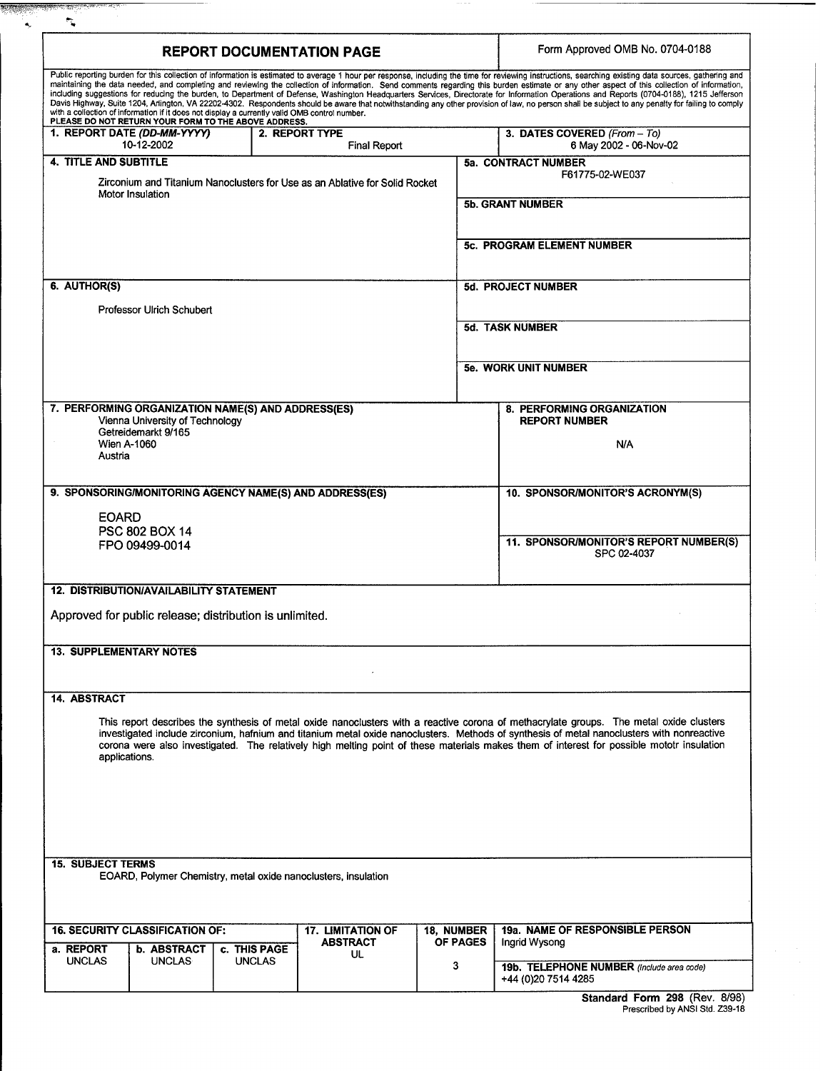# REPORT DOCUMENTATION PAGE

Form Approved OMB No. 0704-0188

Public reporting burden for this collection of information is estimated to average 1 hour per response, including the time for reviewing instructions, searching existing data sources, gathering and maintaining the data needed, and completing and reviewing the collection of information. Send comments regarding this burden estimate or any other aspect of this collection of information, including suggestions for reducing the burden, to Department of Defense, Washington Headquarters Services, Directorate for Information Operations and Reports (0704-0188), 1215 Jefferson Davis Highway, Suite 1204, Arlington, VA 22202-4302. Respondents should be aware that notwithstanding any other provision of law, no person shall be subject to any penalty for failing to comply with a collection of information if it does not display a currently valid OMB control number.
**PLEASE DO NOT RETURN YOUR FORM TO THE ABOVE ADDRESS.**

| 1. REPORT DATE (DD-MM-YYYY) | 2. REPORT TYPE | 3. DATES COVERED (From – To) |
|---|---|---|
| 10-12-2002 | Final Report | 6 May 2002 - 06-Nov-02 |

**4. TITLE AND SUBTITLE**

Zirconium and Titanium Nanoclusters for Use as an Ablative for Solid Rocket Motor Insulation

**5a. CONTRACT NUMBER**
F61775-02-WE037

**5b. GRANT NUMBER**

**5c. PROGRAM ELEMENT NUMBER**

**6. AUTHOR(S)**

Professor Ulrich Schubert

**5d. PROJECT NUMBER**

**5d. TASK NUMBER**

**5e. WORK UNIT NUMBER**

**7. PERFORMING ORGANIZATION NAME(S) AND ADDRESS(ES)**
Vienna University of Technology
Getreidemarkt 9/165
Wien A-1060
Austria

**8. PERFORMING ORGANIZATION REPORT NUMBER**
N/A

**9. SPONSORING/MONITORING AGENCY NAME(S) AND ADDRESS(ES)**

EOARD
PSC 802 BOX 14
FPO 09499-0014

**10. SPONSOR/MONITOR'S ACRONYM(S)**

**11. SPONSOR/MONITOR'S REPORT NUMBER(S)**
SPC 02-4037

**12. DISTRIBUTION/AVAILABILITY STATEMENT**

Approved for public release; distribution is unlimited.

**13. SUPPLEMENTARY NOTES**

**14. ABSTRACT**

This report describes the synthesis of metal oxide nanoclusters with a reactive corona of methacrylate groups. The metal oxide clusters investigated include zirconium, hafnium and titanium metal oxide nanoclusters. Methods of synthesis of metal nanoclusters with nonreactive corona were also investigated. The relatively high melting point of these materials makes them of interest for possible mototr insulation applications.

**15. SUBJECT TERMS**
EOARD, Polymer Chemistry, metal oxide nanoclusters, insulation

| 16. SECURITY CLASSIFICATION OF: | | | 17. LIMITATION OF ABSTRACT | 18. NUMBER OF PAGES | 19a. NAME OF RESPONSIBLE PERSON |
|---|---|---|---|---|---|
| a. REPORT | b. ABSTRACT | c. THIS PAGE | | | Ingrid Wysong |
| UNCLAS | UNCLAS | UNCLAS | UL | 3 | **19b. TELEPHONE NUMBER** (Include area code) +44 (0)20 7514 4285 |

**Standard Form 298** (Rev. 8/98)
Prescribed by ANSI Std. Z39-18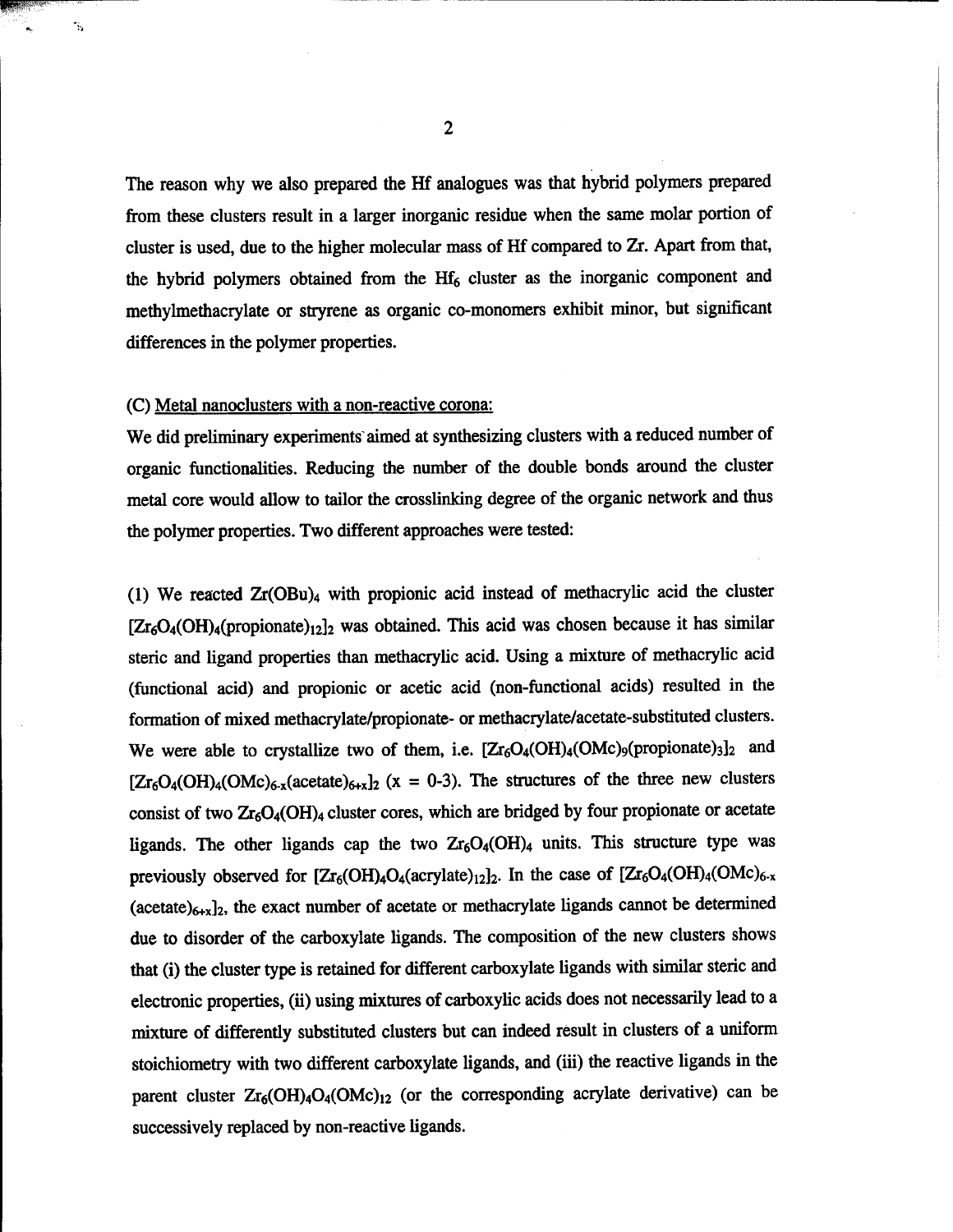The reason why we also prepared the Hf analogues was that hybrid polymers prepared from these clusters result in a larger inorganic residue when the same molar portion of cluster is used, due to the higher molecular mass of Hf compared to Zr. Apart from that, the hybrid polymers obtained from the $Hf_6$ cluster as the inorganic component and methylmethacrylate or stryrene as organic co-monomers exhibit minor, but significant differences in the polymer properties.

(C) Metal nanoclusters with a non-reactive corona:

We did preliminary experiments aimed at synthesizing clusters with a reduced number of organic functionalities. Reducing the number of the double bonds around the cluster metal core would allow to tailor the crosslinking degree of the organic network and thus the polymer properties. Two different approaches were tested:

(1) We reacted $Zr(OBu)_4$ with propionic acid instead of methacrylic acid the cluster $[Zr_6O_4(OH)_4(\text{propionate})_{12}]_2$ was obtained. This acid was chosen because it has similar steric and ligand properties than methacrylic acid. Using a mixture of methacrylic acid (functional acid) and propionic or acetic acid (non-functional acids) resulted in the formation of mixed methacrylate/propionate- or methacrylate/acetate-substituted clusters. We were able to crystallize two of them, i.e. $[Zr_6O_4(OH)_4(OMc)_9(\text{propionate})_3]_2$ and $[Zr_6O_4(OH)_4(OMc)_{6-x}(\text{acetate})_{6+x}]_2$ (x = 0-3). The structures of the three new clusters consist of two $Zr_6O_4(OH)_4$ cluster cores, which are bridged by four propionate or acetate ligands. The other ligands cap the two $Zr_6O_4(OH)_4$ units. This structure type was previously observed for $[Zr_6(OH)_4O_4(\text{acrylate})_{12}]_2$. In the case of $[Zr_6O_4(OH)_4(OMc)_{6-x}(\text{acetate})_{6+x}]_2$, the exact number of acetate or methacrylate ligands cannot be determined due to disorder of the carboxylate ligands. The composition of the new clusters shows that (i) the cluster type is retained for different carboxylate ligands with similar steric and electronic properties, (ii) using mixtures of carboxylic acids does not necessarily lead to a mixture of differently substituted clusters but can indeed result in clusters of a uniform stoichiometry with two different carboxylate ligands, and (iii) the reactive ligands in the parent cluster $Zr_6(OH)_4O_4(OMc)_{12}$ (or the corresponding acrylate derivative) can be successively replaced by non-reactive ligands.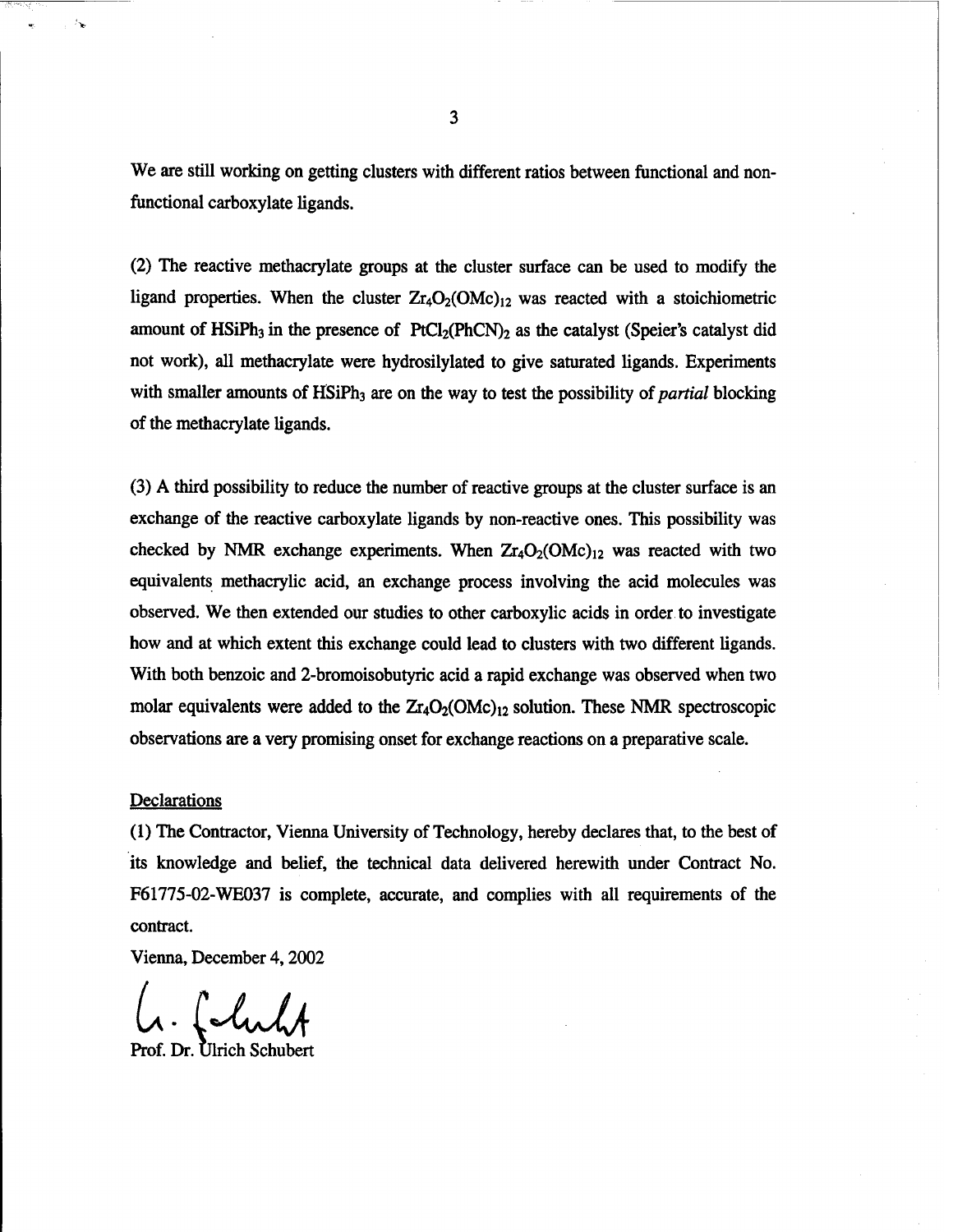We are still working on getting clusters with different ratios between functional and non-functional carboxylate ligands.

(2) The reactive methacrylate groups at the cluster surface can be used to modify the ligand properties. When the cluster $Zr_4O_2(OMc)_{12}$ was reacted with a stoichiometric amount of $HSiPh_3$ in the presence of $PtCl_2(PhCN)_2$ as the catalyst (Speier's catalyst did not work), all methacrylate were hydrosilylated to give saturated ligands. Experiments with smaller amounts of $HSiPh_3$ are on the way to test the possibility of *partial* blocking of the methacrylate ligands.

(3) A third possibility to reduce the number of reactive groups at the cluster surface is an exchange of the reactive carboxylate ligands by non-reactive ones. This possibility was checked by NMR exchange experiments. When $Zr_4O_2(OMc)_{12}$ was reacted with two equivalents methacrylic acid, an exchange process involving the acid molecules was observed. We then extended our studies to other carboxylic acids in order to investigate how and at which extent this exchange could lead to clusters with two different ligands. With both benzoic and 2-bromoisobutyric acid a rapid exchange was observed when two molar equivalents were added to the $Zr_4O_2(OMc)_{12}$ solution. These NMR spectroscopic observations are a very promising onset for exchange reactions on a preparative scale.

## Declarations

(1) The Contractor, Vienna University of Technology, hereby declares that, to the best of its knowledge and belief, the technical data delivered herewith under Contract No. F61775-02-WE037 is complete, accurate, and complies with all requirements of the contract.

Vienna, December 4, 2002

Prof. Dr. Ulrich Schubert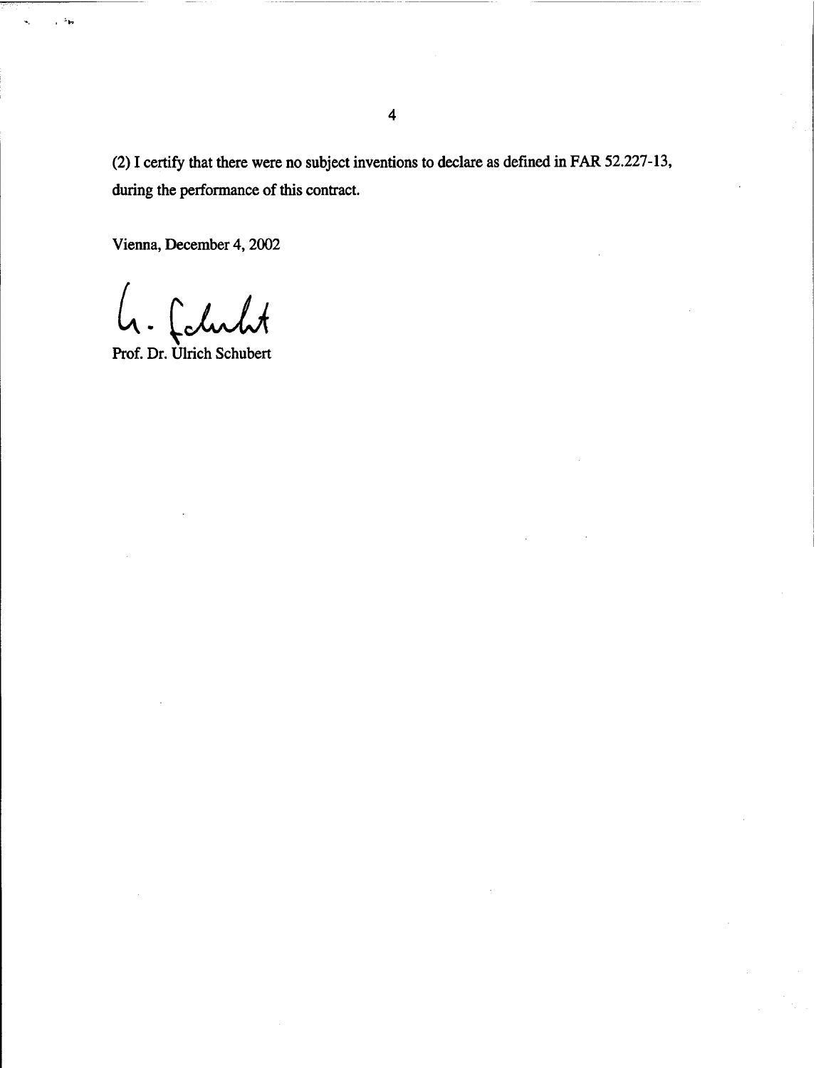(2) I certify that there were no subject inventions to declare as defined in FAR 52.227-13, during the performance of this contract.

Vienna, December 4, 2002

Prof. Dr. Ulrich Schubert